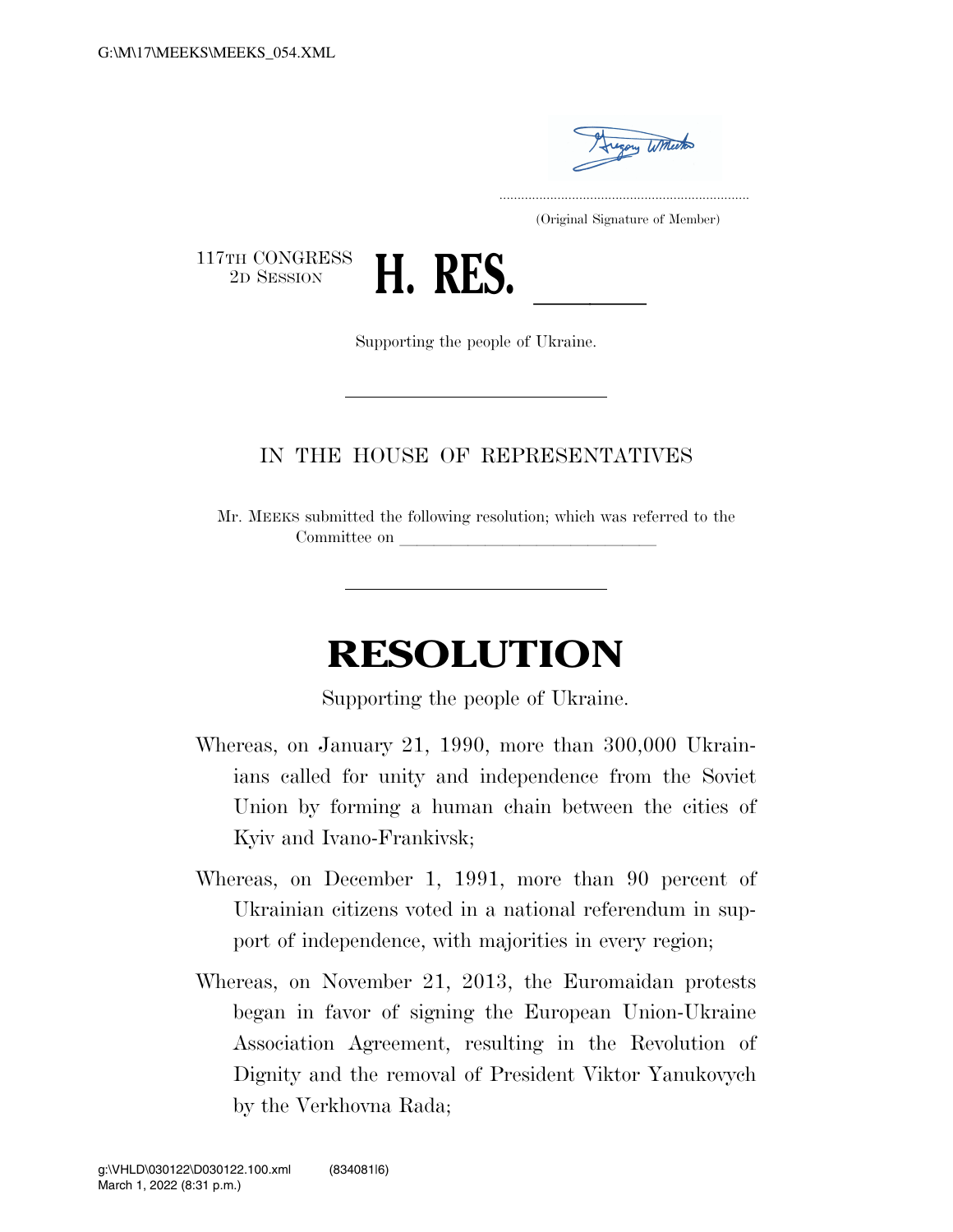(Original Signature of Member)

117TH CONGRESS
2D SESSION

# H. RES. ______

Supporting the people of Ukraine.

IN THE HOUSE OF REPRESENTATIVES

Mr. MEEKS submitted the following resolution; which was referred to the Committee on ______________________________

# RESOLUTION

Supporting the people of Ukraine.

Whereas, on January 21, 1990, more than 300,000 Ukrainians called for unity and independence from the Soviet Union by forming a human chain between the cities of Kyiv and Ivano-Frankivsk;

Whereas, on December 1, 1991, more than 90 percent of Ukrainian citizens voted in a national referendum in support of independence, with majorities in every region;

Whereas, on November 21, 2013, the Euromaidan protests began in favor of signing the European Union-Ukraine Association Agreement, resulting in the Revolution of Dignity and the removal of President Viktor Yanukovych by the Verkhovna Rada;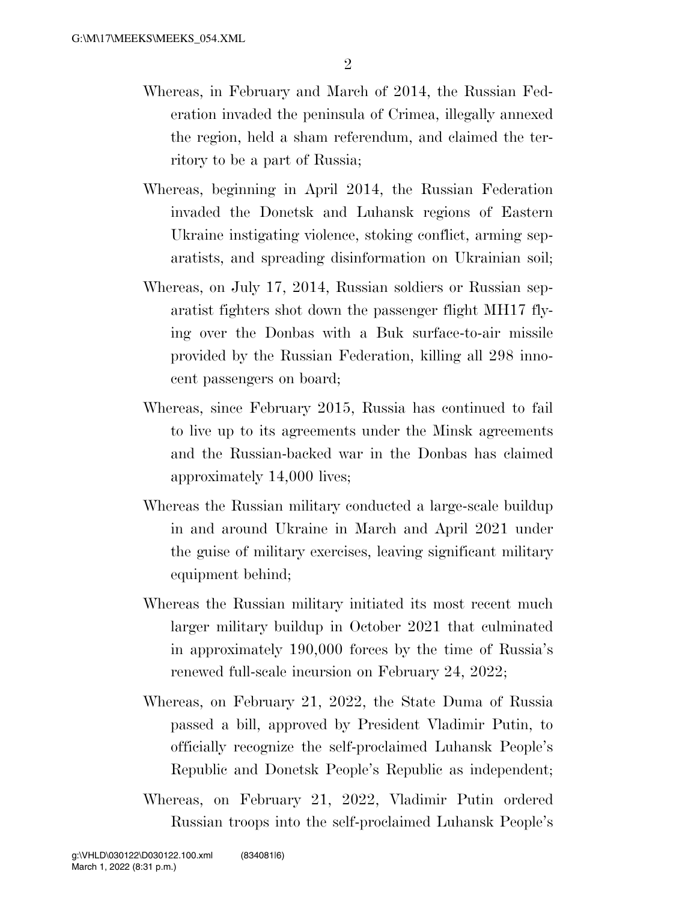Whereas, in February and March of 2014, the Russian Federation invaded the peninsula of Crimea, illegally annexed the region, held a sham referendum, and claimed the territory to be a part of Russia;

Whereas, beginning in April 2014, the Russian Federation invaded the Donetsk and Luhansk regions of Eastern Ukraine instigating violence, stoking conflict, arming separatists, and spreading disinformation on Ukrainian soil;

Whereas, on July 17, 2014, Russian soldiers or Russian separatist fighters shot down the passenger flight MH17 flying over the Donbas with a Buk surface-to-air missile provided by the Russian Federation, killing all 298 innocent passengers on board;

Whereas, since February 2015, Russia has continued to fail to live up to its agreements under the Minsk agreements and the Russian-backed war in the Donbas has claimed approximately 14,000 lives;

Whereas the Russian military conducted a large-scale buildup in and around Ukraine in March and April 2021 under the guise of military exercises, leaving significant military equipment behind;

Whereas the Russian military initiated its most recent much larger military buildup in October 2021 that culminated in approximately 190,000 forces by the time of Russia's renewed full-scale incursion on February 24, 2022;

Whereas, on February 21, 2022, the State Duma of Russia passed a bill, approved by President Vladimir Putin, to officially recognize the self-proclaimed Luhansk People's Republic and Donetsk People's Republic as independent;

Whereas, on February 21, 2022, Vladimir Putin ordered Russian troops into the self-proclaimed Luhansk People's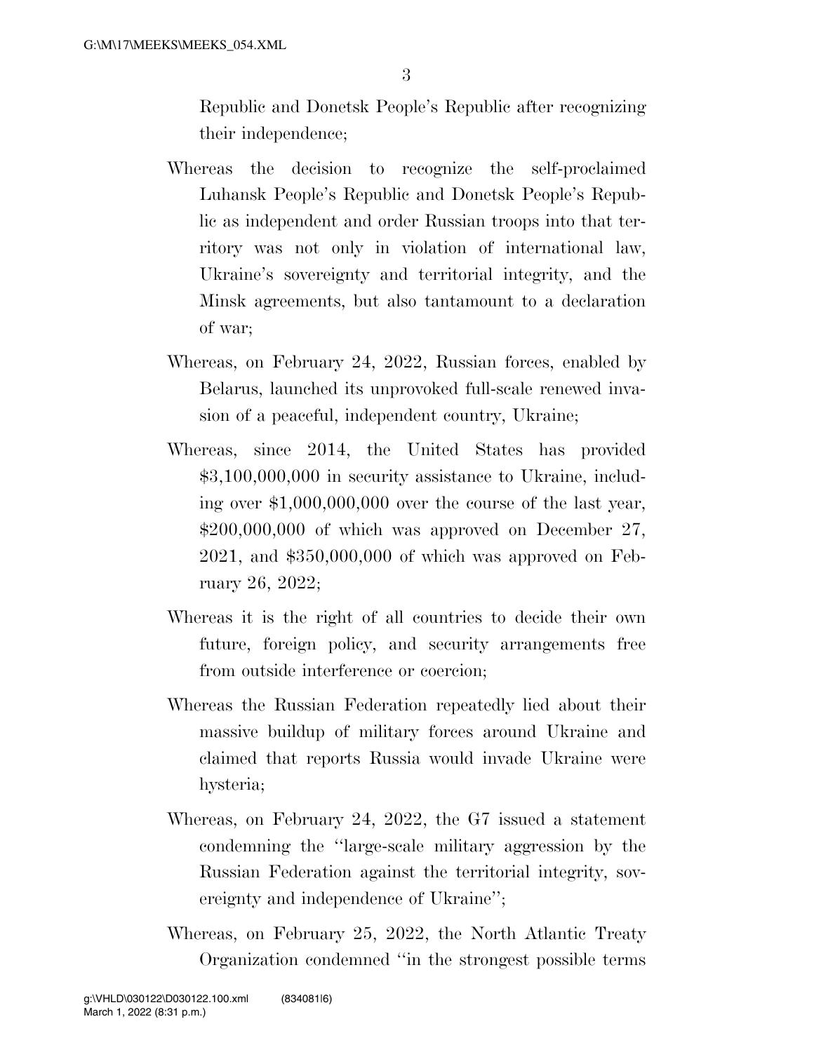Republic and Donetsk People's Republic after recognizing their independence;

Whereas the decision to recognize the self-proclaimed Luhansk People's Republic and Donetsk People's Republic as independent and order Russian troops into that territory was not only in violation of international law, Ukraine's sovereignty and territorial integrity, and the Minsk agreements, but also tantamount to a declaration of war;

Whereas, on February 24, 2022, Russian forces, enabled by Belarus, launched its unprovoked full-scale renewed invasion of a peaceful, independent country, Ukraine;

Whereas, since 2014, the United States has provided $3,100,000,000 in security assistance to Ukraine, including over $1,000,000,000 over the course of the last year, $200,000,000 of which was approved on December 27, 2021, and $350,000,000 of which was approved on February 26, 2022;

Whereas it is the right of all countries to decide their own future, foreign policy, and security arrangements free from outside interference or coercion;

Whereas the Russian Federation repeatedly lied about their massive buildup of military forces around Ukraine and claimed that reports Russia would invade Ukraine were hysteria;

Whereas, on February 24, 2022, the G7 issued a statement condemning the "large-scale military aggression by the Russian Federation against the territorial integrity, sovereignty and independence of Ukraine";

Whereas, on February 25, 2022, the North Atlantic Treaty Organization condemned "in the strongest possible terms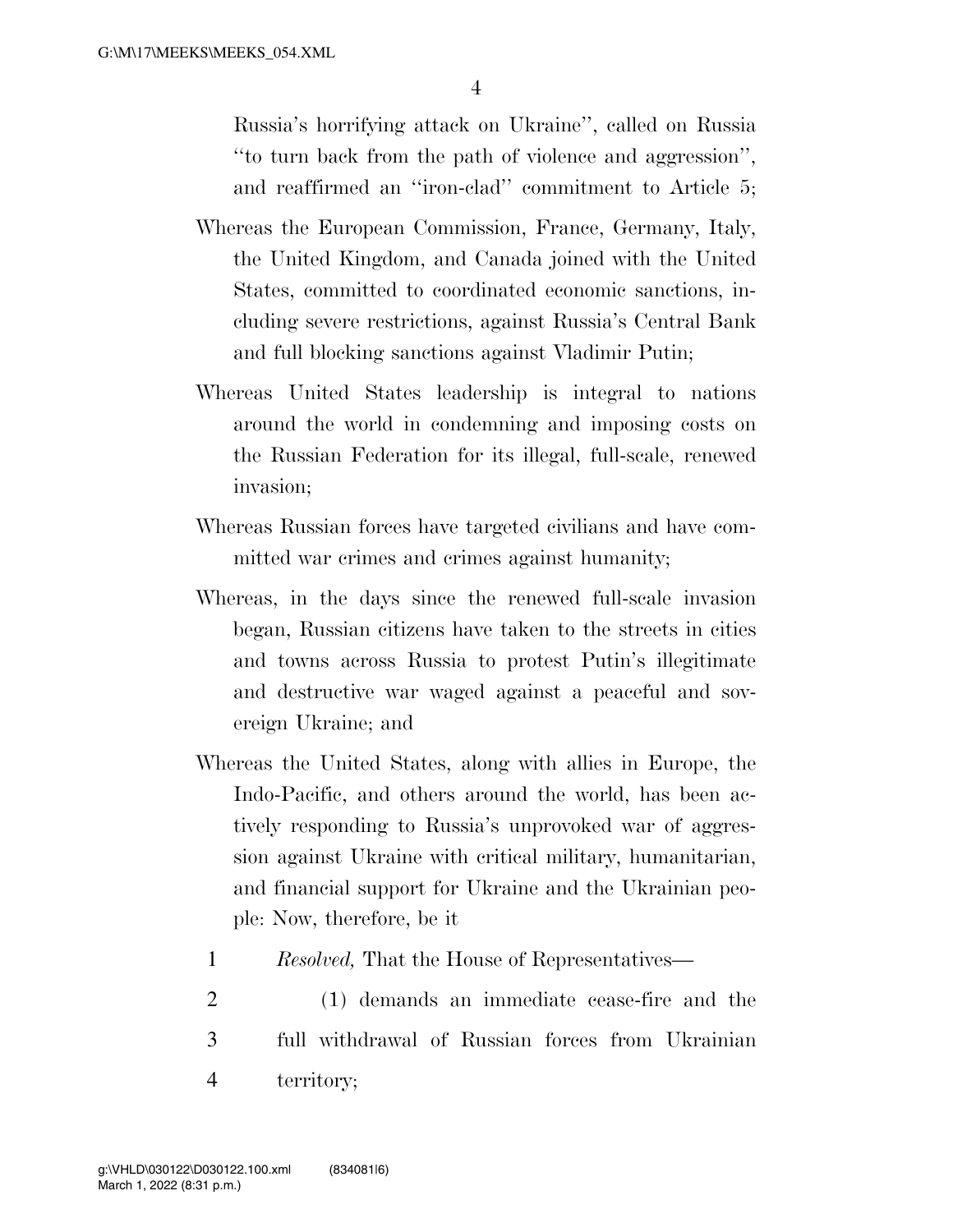Russia's horrifying attack on Ukraine'', called on Russia ''to turn back from the path of violence and aggression'', and reaffirmed an ''iron-clad'' commitment to Article 5;

Whereas the European Commission, France, Germany, Italy, the United Kingdom, and Canada joined with the United States, committed to coordinated economic sanctions, including severe restrictions, against Russia's Central Bank and full blocking sanctions against Vladimir Putin;

Whereas United States leadership is integral to nations around the world in condemning and imposing costs on the Russian Federation for its illegal, full-scale, renewed invasion;

Whereas Russian forces have targeted civilians and have committed war crimes and crimes against humanity;

Whereas, in the days since the renewed full-scale invasion began, Russian citizens have taken to the streets in cities and towns across Russia to protest Putin's illegitimate and destructive war waged against a peaceful and sovereign Ukraine; and

Whereas the United States, along with allies in Europe, the Indo-Pacific, and others around the world, has been actively responding to Russia's unprovoked war of aggression against Ukraine with critical military, humanitarian, and financial support for Ukraine and the Ukrainian people: Now, therefore, be it

1 *Resolved,* That the House of Representatives—

2 (1) demands an immediate cease-fire and the
3 full withdrawal of Russian forces from Ukrainian
4 territory;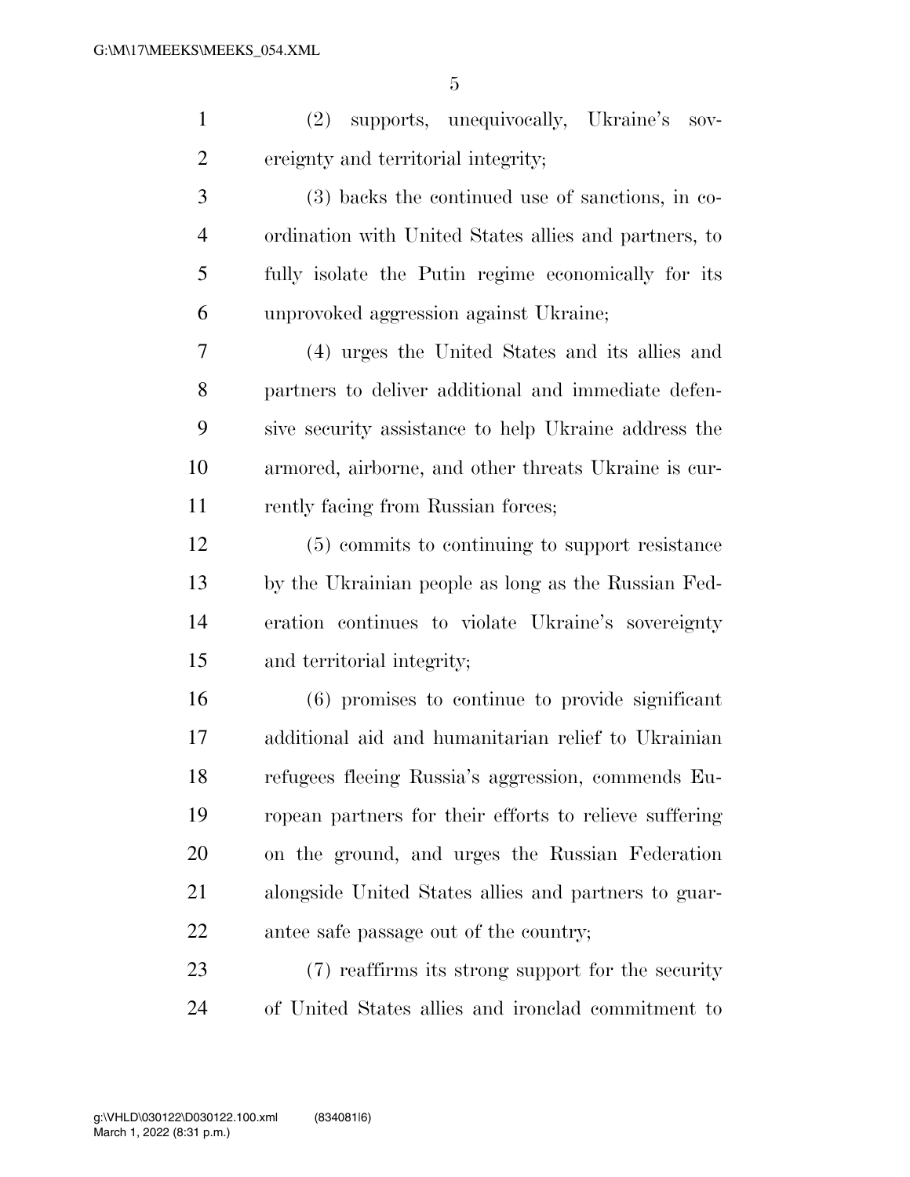(2) supports, unequivocally, Ukraine's sovereignty and territorial integrity;

(3) backs the continued use of sanctions, in coordination with United States allies and partners, to fully isolate the Putin regime economically for its unprovoked aggression against Ukraine;

(4) urges the United States and its allies and partners to deliver additional and immediate defensive security assistance to help Ukraine address the armored, airborne, and other threats Ukraine is currently facing from Russian forces;

(5) commits to continuing to support resistance by the Ukrainian people as long as the Russian Federation continues to violate Ukraine's sovereignty and territorial integrity;

(6) promises to continue to provide significant additional aid and humanitarian relief to Ukrainian refugees fleeing Russia's aggression, commends European partners for their efforts to relieve suffering on the ground, and urges the Russian Federation alongside United States allies and partners to guarantee safe passage out of the country;

(7) reaffirms its strong support for the security of United States allies and ironclad commitment to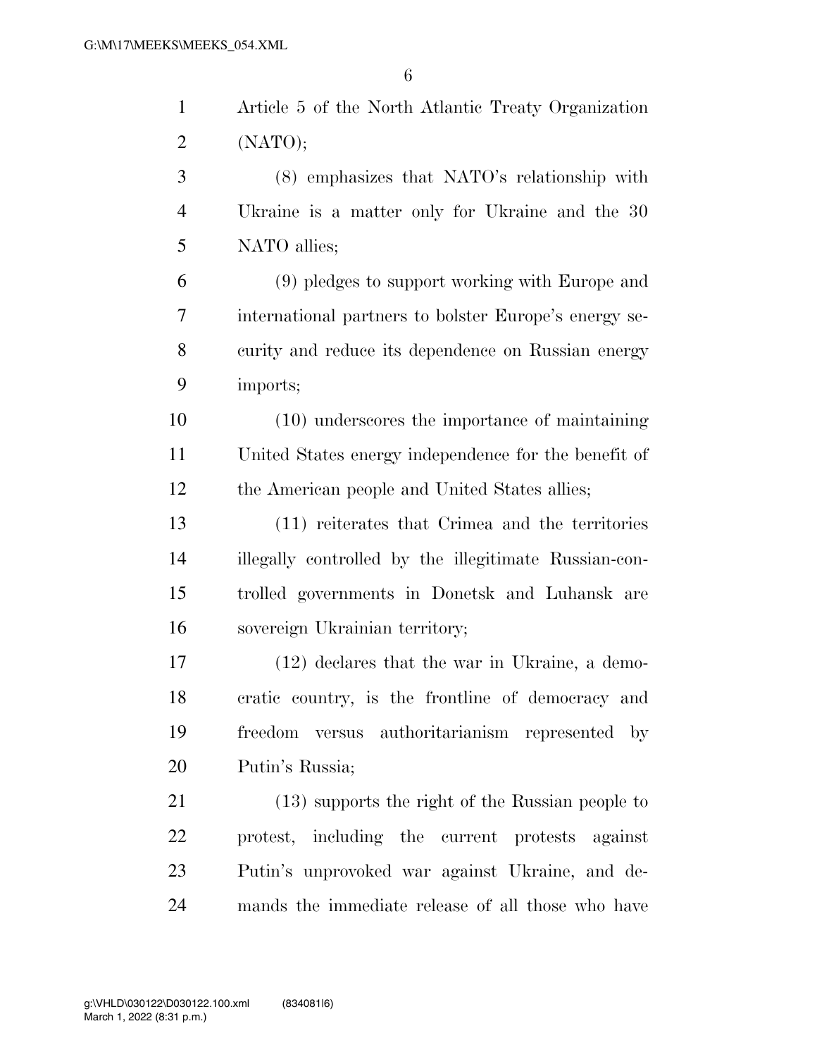Article 5 of the North Atlantic Treaty Organization (NATO);

(8) emphasizes that NATO's relationship with Ukraine is a matter only for Ukraine and the 30 NATO allies;

(9) pledges to support working with Europe and international partners to bolster Europe's energy security and reduce its dependence on Russian energy imports;

(10) underscores the importance of maintaining United States energy independence for the benefit of the American people and United States allies;

(11) reiterates that Crimea and the territories illegally controlled by the illegitimate Russian-controlled governments in Donetsk and Luhansk are sovereign Ukrainian territory;

(12) declares that the war in Ukraine, a democratic country, is the frontline of democracy and freedom versus authoritarianism represented by Putin's Russia;

(13) supports the right of the Russian people to protest, including the current protests against Putin's unprovoked war against Ukraine, and demands the immediate release of all those who have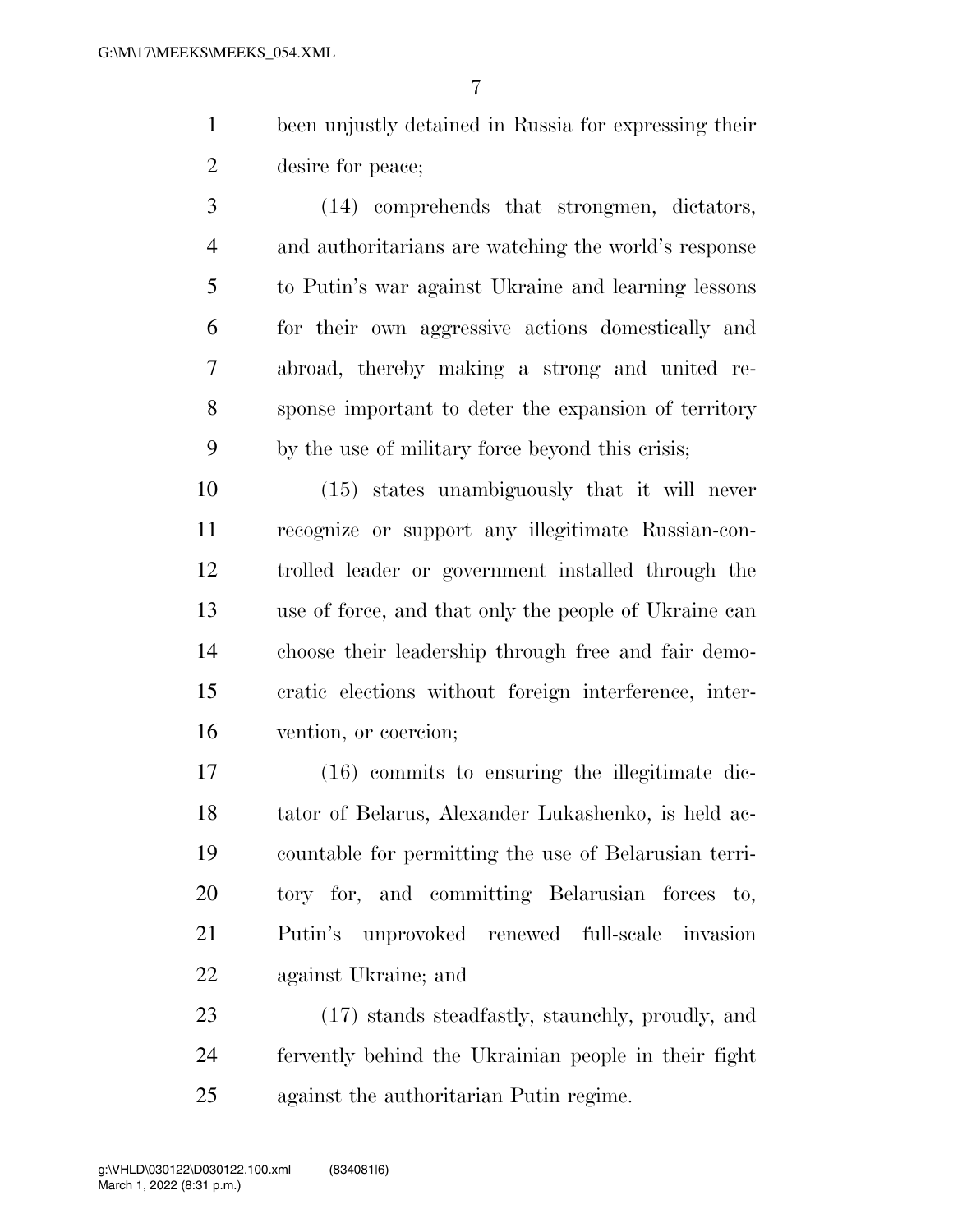been unjustly detained in Russia for expressing their desire for peace;

(14) comprehends that strongmen, dictators, and authoritarians are watching the world's response to Putin's war against Ukraine and learning lessons for their own aggressive actions domestically and abroad, thereby making a strong and united response important to deter the expansion of territory by the use of military force beyond this crisis;

(15) states unambiguously that it will never recognize or support any illegitimate Russian-controlled leader or government installed through the use of force, and that only the people of Ukraine can choose their leadership through free and fair democratic elections without foreign interference, intervention, or coercion;

(16) commits to ensuring the illegitimate dictator of Belarus, Alexander Lukashenko, is held accountable for permitting the use of Belarusian territory for, and committing Belarusian forces to, Putin's unprovoked renewed full-scale invasion against Ukraine; and

(17) stands steadfastly, staunchly, proudly, and fervently behind the Ukrainian people in their fight against the authoritarian Putin regime.